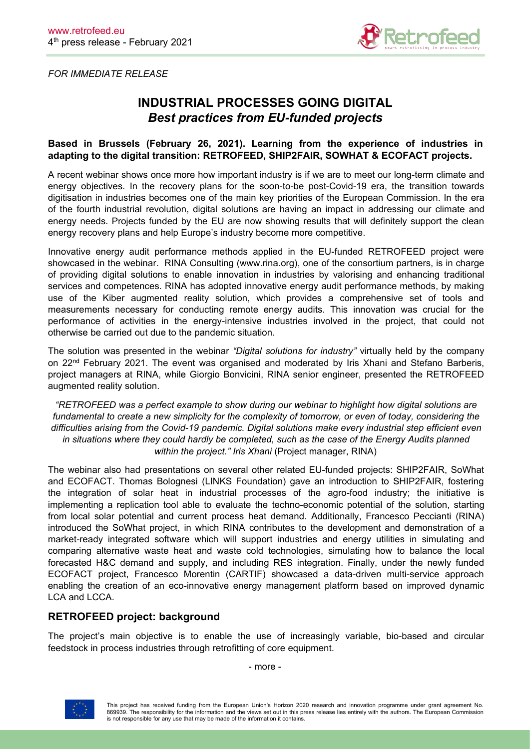*FOR IMMEDIATE RELEASE*

# INDUSTRIAL PROCESSES GOING DIGITAL
## *Best practices from EU-funded projects*

**Based in Brussels (February 26, 2021). Learning from the experience of industries in adapting to the digital transition: RETROFEED, SHIP2FAIR, SOWHAT & ECOFACT projects.**

A recent webinar shows once more how important industry is if we are to meet our long-term climate and energy objectives. In the recovery plans for the soon-to-be post-Covid-19 era, the transition towards digitisation in industries becomes one of the main key priorities of the European Commission. In the era of the fourth industrial revolution, digital solutions are having an impact in addressing our climate and energy needs. Projects funded by the EU are now showing results that will definitely support the clean energy recovery plans and help Europe's industry become more competitive.

Innovative energy audit performance methods applied in the EU-funded RETROFEED project were showcased in the webinar. RINA Consulting (www.rina.org), one of the consortium partners, is in charge of providing digital solutions to enable innovation in industries by valorising and enhancing traditional services and competences. RINA has adopted innovative energy audit performance methods, by making use of the Kiber augmented reality solution, which provides a comprehensive set of tools and measurements necessary for conducting remote energy audits. This innovation was crucial for the performance of activities in the energy-intensive industries involved in the project, that could not otherwise be carried out due to the pandemic situation.

The solution was presented in the webinar *"Digital solutions for industry"* virtually held by the company on 22nd February 2021. The event was organised and moderated by Iris Xhani and Stefano Barberis, project managers at RINA, while Giorgio Bonvicini, RINA senior engineer, presented the RETROFEED augmented reality solution.

*"RETROFEED was a perfect example to show during our webinar to highlight how digital solutions are fundamental to create a new simplicity for the complexity of tomorrow, or even of today, considering the difficulties arising from the Covid-19 pandemic. Digital solutions make every industrial step efficient even in situations where they could hardly be completed, such as the case of the Energy Audits planned within the project." Iris Xhani* (Project manager, RINA)

The webinar also had presentations on several other related EU-funded projects: SHIP2FAIR, SoWhat and ECOFACT. Thomas Bolognesi (LINKS Foundation) gave an introduction to SHIP2FAIR, fostering the integration of solar heat in industrial processes of the agro-food industry; the initiative is implementing a replication tool able to evaluate the techno-economic potential of the solution, starting from local solar potential and current process heat demand. Additionally, Francesco Peccianti (RINA) introduced the SoWhat project, in which RINA contributes to the development and demonstration of a market-ready integrated software which will support industries and energy utilities in simulating and comparing alternative waste heat and waste cold technologies, simulating how to balance the local forecasted H&C demand and supply, and including RES integration. Finally, under the newly funded ECOFACT project, Francesco Morentin (CARTIF) showcased a data-driven multi-service approach enabling the creation of an eco-innovative energy management platform based on improved dynamic LCA and LCCA.

## RETROFEED project: background

The project's main objective is to enable the use of increasingly variable, bio-based and circular feedstock in process industries through retrofitting of core equipment.

- more -

This project has received funding from the European Union's Horizon 2020 research and innovation programme under grant agreement No. 869939. The responsibility for the information and the views set out in this press release lies entirely with the authors. The European Commission is not responsible for any use that may be made of the information it contains.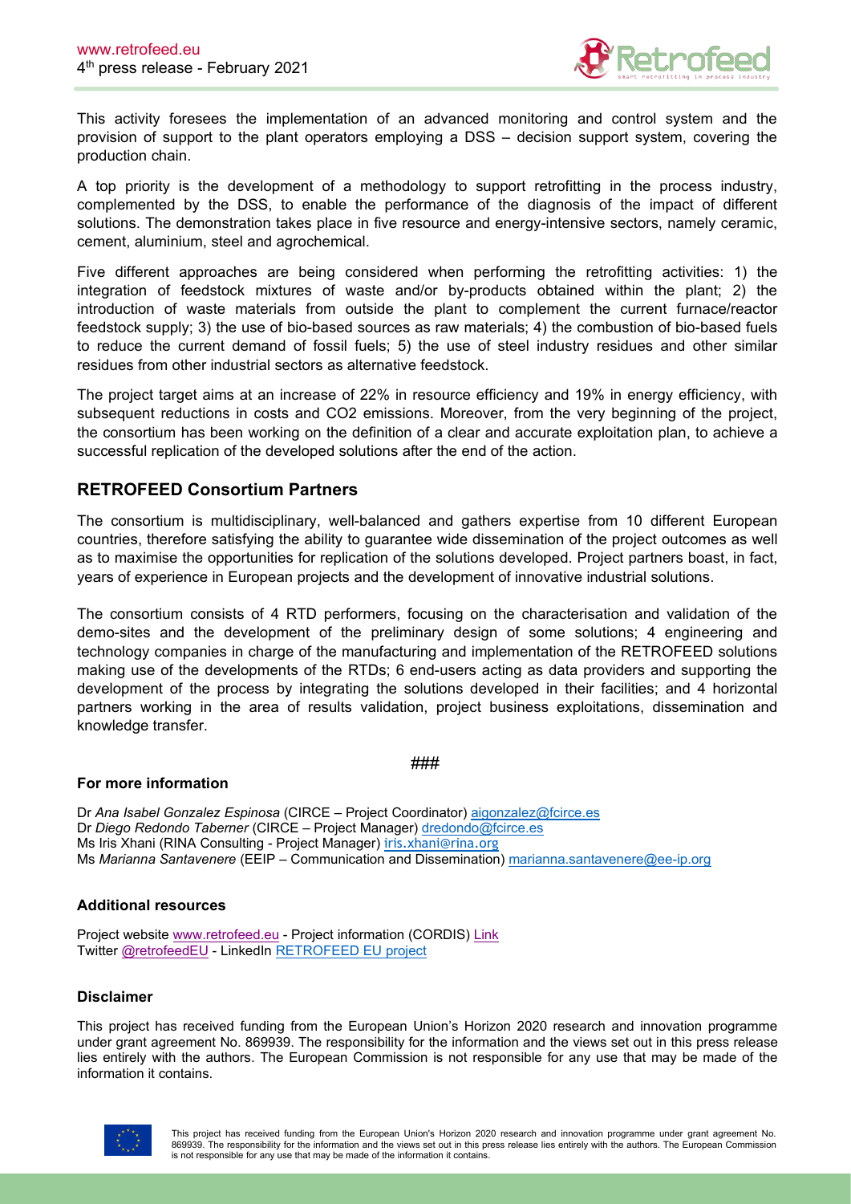This activity foresees the implementation of an advanced monitoring and control system and the provision of support to the plant operators employing a DSS – decision support system, covering the production chain.

A top priority is the development of a methodology to support retrofitting in the process industry, complemented by the DSS, to enable the performance of the diagnosis of the impact of different solutions. The demonstration takes place in five resource and energy-intensive sectors, namely ceramic, cement, aluminium, steel and agrochemical.

Five different approaches are being considered when performing the retrofitting activities: 1) the integration of feedstock mixtures of waste and/or by-products obtained within the plant; 2) the introduction of waste materials from outside the plant to complement the current furnace/reactor feedstock supply; 3) the use of bio-based sources as raw materials; 4) the combustion of bio-based fuels to reduce the current demand of fossil fuels; 5) the use of steel industry residues and other similar residues from other industrial sectors as alternative feedstock.

The project target aims at an increase of 22% in resource efficiency and 19% in energy efficiency, with subsequent reductions in costs and CO2 emissions. Moreover, from the very beginning of the project, the consortium has been working on the definition of a clear and accurate exploitation plan, to achieve a successful replication of the developed solutions after the end of the action.

## RETROFEED Consortium Partners

The consortium is multidisciplinary, well-balanced and gathers expertise from 10 different European countries, therefore satisfying the ability to guarantee wide dissemination of the project outcomes as well as to maximise the opportunities for replication of the solutions developed. Project partners boast, in fact, years of experience in European projects and the development of innovative industrial solutions.

The consortium consists of 4 RTD performers, focusing on the characterisation and validation of the demo-sites and the development of the preliminary design of some solutions; 4 engineering and technology companies in charge of the manufacturing and implementation of the RETROFEED solutions making use of the developments of the RTDs; 6 end-users acting as data providers and supporting the development of the process by integrating the solutions developed in their facilities; and 4 horizontal partners working in the area of results validation, project business exploitations, dissemination and knowledge transfer.

###

### For more information

Dr *Ana Isabel Gonzalez Espinosa* (CIRCE – Project Coordinator) aigonzalez@fcirce.es
Dr *Diego Redondo Taberner* (CIRCE – Project Manager) dredondo@fcirce.es
Ms Iris Xhani (RINA Consulting - Project Manager) iris.xhani@rina.org
Ms *Marianna Santavenere* (EEIP – Communication and Dissemination) marianna.santavenere@ee-ip.org

### Additional resources

Project website www.retrofeed.eu - Project information (CORDIS) Link
Twitter @retrofeedEU - LinkedIn RETROFEED EU project

### Disclaimer

This project has received funding from the European Union's Horizon 2020 research and innovation programme under grant agreement No. 869939. The responsibility for the information and the views set out in this press release lies entirely with the authors. The European Commission is not responsible for any use that may be made of the information it contains.

This project has received funding from the European Union's Horizon 2020 research and innovation programme under grant agreement No. 869939. The responsibility for the information and the views set out in this press release lies entirely with the authors. The European Commission is not responsible for any use that may be made of the information it contains.